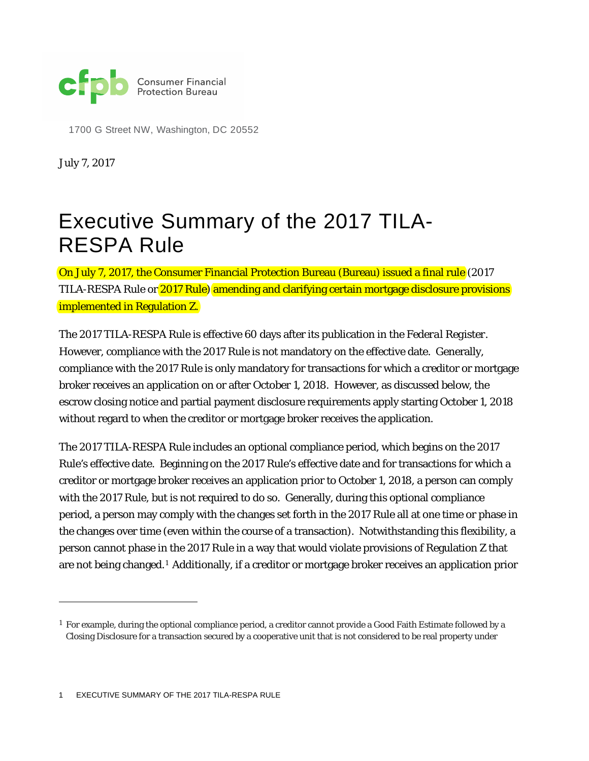cfpb Consumer Financial Protection Bureau

1700 G Street NW, Washington, DC 20552

July 7, 2017

# Executive Summary of the 2017 TILA-RESPA Rule

On July 7, 2017, the Consumer Financial Protection Bureau (Bureau) issued a final rule (2017 TILA-RESPA Rule or 2017 Rule) amending and clarifying certain mortgage disclosure provisions implemented in Regulation Z.

The 2017 TILA-RESPA Rule is effective 60 days after its publication in the *Federal Register*. However, compliance with the 2017 Rule is not mandatory on the effective date. Generally, compliance with the 2017 Rule is only mandatory for transactions for which a creditor or mortgage broker receives an application on or after October 1, 2018. However, as discussed below, the escrow closing notice and partial payment disclosure requirements apply starting October 1, 2018 without regard to when the creditor or mortgage broker receives the application.

The 2017 TILA-RESPA Rule includes an optional compliance period, which begins on the 2017 Rule's effective date. Beginning on the 2017 Rule's effective date and for transactions for which a creditor or mortgage broker receives an application prior to October 1, 2018, a person can comply with the 2017 Rule, but is not required to do so. Generally, during this optional compliance period, a person may comply with the changes set forth in the 2017 Rule all at one time or phase in the changes over time (even within the course of a transaction). Notwithstanding this flexibility, a person cannot phase in the 2017 Rule in a way that would violate provisions of Regulation Z that are not being changed.[1] Additionally, if a creditor or mortgage broker receives an application prior

---

[1] For example, during the optional compliance period, a creditor cannot provide a Good Faith Estimate followed by a Closing Disclosure for a transaction secured by a cooperative unit that is not considered to be real property under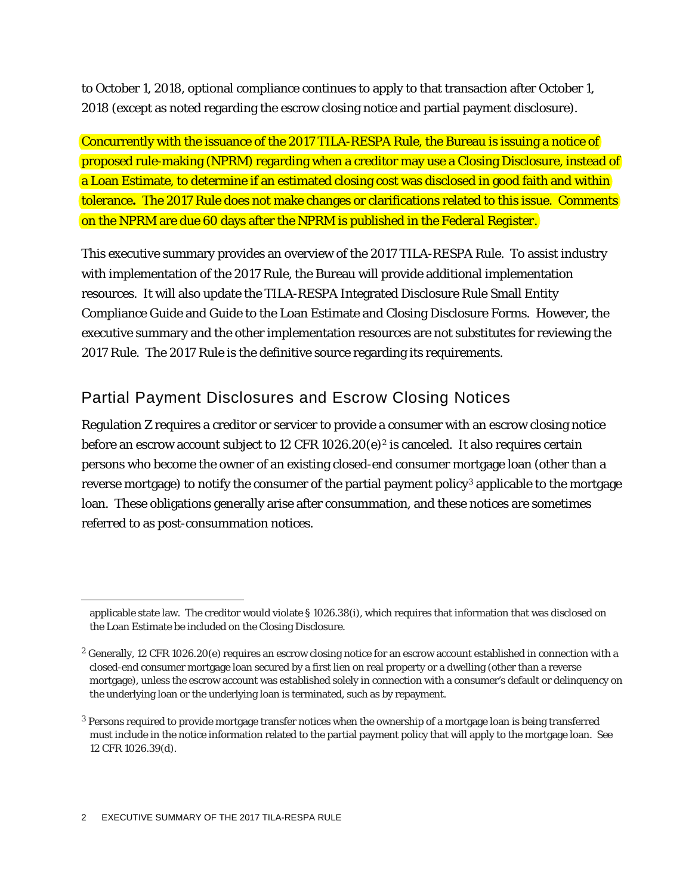to October 1, 2018, optional compliance continues to apply to that transaction after October 1, 2018 (except as noted regarding the escrow closing notice and partial payment disclosure).

Concurrently with the issuance of the 2017 TILA-RESPA Rule, the Bureau is issuing a notice of proposed rule-making (NPRM) regarding when a creditor may use a Closing Disclosure, instead of a Loan Estimate, to determine if an estimated closing cost was disclosed in good faith and within tolerance**.** The 2017 Rule does not make changes or clarifications related to this issue. Comments on the NPRM are due 60 days after the NPRM is published in the *Federal Register*.

This executive summary provides an overview of the 2017 TILA-RESPA Rule. To assist industry with implementation of the 2017 Rule, the Bureau will provide additional implementation resources. It will also update the TILA-RESPA Integrated Disclosure Rule Small Entity Compliance Guide and Guide to the Loan Estimate and Closing Disclosure Forms. However, the executive summary and the other implementation resources are not substitutes for reviewing the 2017 Rule. The 2017 Rule is the definitive source regarding its requirements.

## Partial Payment Disclosures and Escrow Closing Notices

Regulation Z requires a creditor or servicer to provide a consumer with an escrow closing notice before an escrow account subject to 12 CFR 1026.20(e)[2] is canceled. It also requires certain persons who become the owner of an existing closed-end consumer mortgage loan (other than a reverse mortgage) to notify the consumer of the partial payment policy[3] applicable to the mortgage loan. These obligations generally arise after consummation, and these notices are sometimes referred to as post-consummation notices.

---

applicable state law. The creditor would violate § 1026.38(i), which requires that information that was disclosed on the Loan Estimate be included on the Closing Disclosure.

[2] Generally, 12 CFR 1026.20(e) requires an escrow closing notice for an escrow account established in connection with a closed-end consumer mortgage loan secured by a first lien on real property or a dwelling (other than a reverse mortgage), unless the escrow account was established solely in connection with a consumer's default or delinquency on the underlying loan or the underlying loan is terminated, such as by repayment.

[3] Persons required to provide mortgage transfer notices when the ownership of a mortgage loan is being transferred must include in the notice information related to the partial payment policy that will apply to the mortgage loan. See 12 CFR 1026.39(d).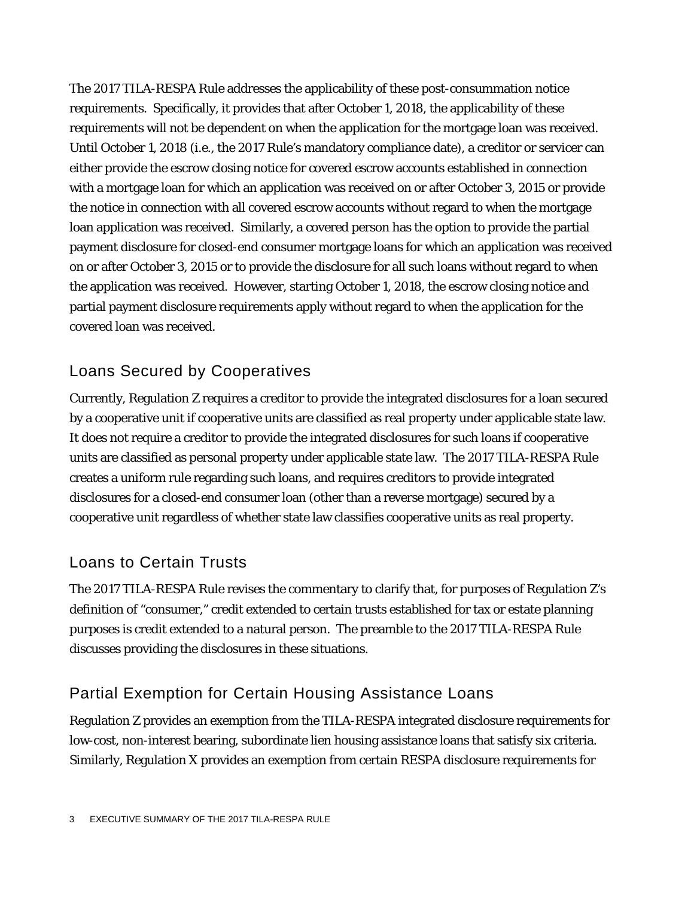The 2017 TILA-RESPA Rule addresses the applicability of these post-consummation notice requirements. Specifically, it provides that after October 1, 2018, the applicability of these requirements will not be dependent on when the application for the mortgage loan was received. Until October 1, 2018 (i.e., the 2017 Rule's mandatory compliance date), a creditor or servicer can either provide the escrow closing notice for covered escrow accounts established in connection with a mortgage loan for which an application was received on or after October 3, 2015 or provide the notice in connection with all covered escrow accounts without regard to when the mortgage loan application was received. Similarly, a covered person has the option to provide the partial payment disclosure for closed-end consumer mortgage loans for which an application was received on or after October 3, 2015 or to provide the disclosure for all such loans without regard to when the application was received. However, starting October 1, 2018, the escrow closing notice and partial payment disclosure requirements apply without regard to when the application for the covered loan was received.

## Loans Secured by Cooperatives

Currently, Regulation Z requires a creditor to provide the integrated disclosures for a loan secured by a cooperative unit if cooperative units are classified as real property under applicable state law. It does not require a creditor to provide the integrated disclosures for such loans if cooperative units are classified as personal property under applicable state law. The 2017 TILA-RESPA Rule creates a uniform rule regarding such loans, and requires creditors to provide integrated disclosures for a closed-end consumer loan (other than a reverse mortgage) secured by a cooperative unit regardless of whether state law classifies cooperative units as real property.

## Loans to Certain Trusts

The 2017 TILA-RESPA Rule revises the commentary to clarify that, for purposes of Regulation Z's definition of "consumer," credit extended to certain trusts established for tax or estate planning purposes is credit extended to a natural person. The preamble to the 2017 TILA-RESPA Rule discusses providing the disclosures in these situations.

## Partial Exemption for Certain Housing Assistance Loans

Regulation Z provides an exemption from the TILA-RESPA integrated disclosure requirements for low-cost, non-interest bearing, subordinate lien housing assistance loans that satisfy six criteria. Similarly, Regulation X provides an exemption from certain RESPA disclosure requirements for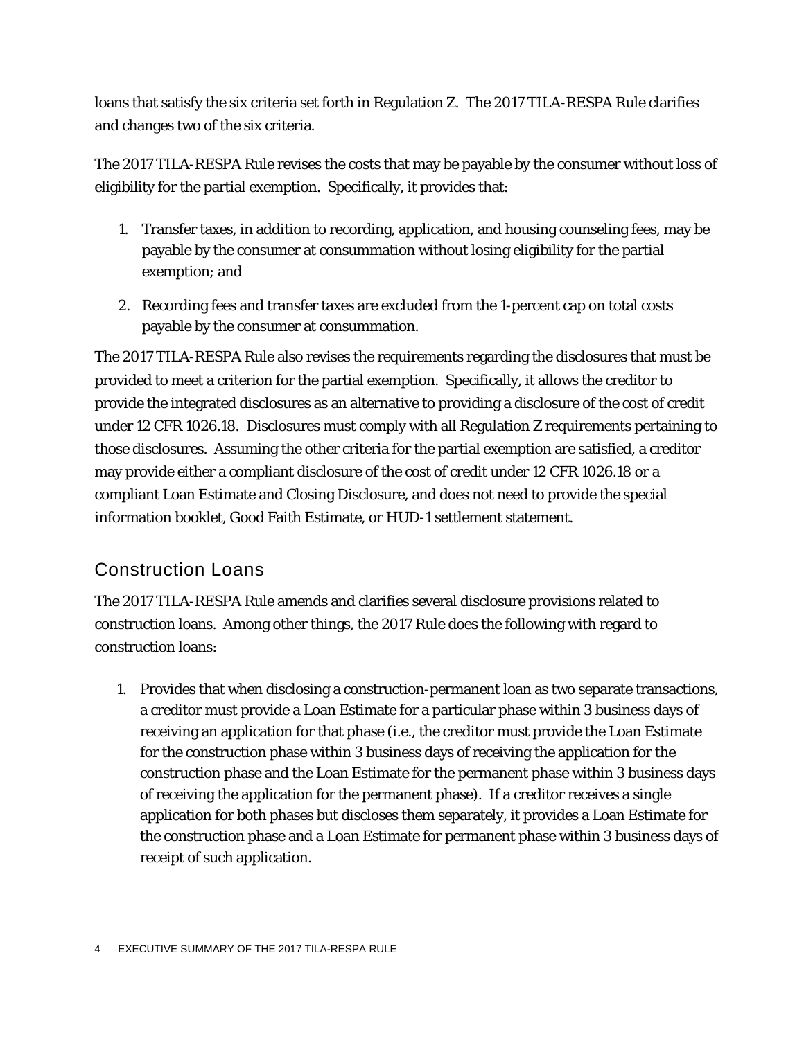loans that satisfy the six criteria set forth in Regulation Z. The 2017 TILA-RESPA Rule clarifies and changes two of the six criteria.

The 2017 TILA-RESPA Rule revises the costs that may be payable by the consumer without loss of eligibility for the partial exemption. Specifically, it provides that:

1. Transfer taxes, in addition to recording, application, and housing counseling fees, may be payable by the consumer at consummation without losing eligibility for the partial exemption; and
2. Recording fees and transfer taxes are excluded from the 1-percent cap on total costs payable by the consumer at consummation.

The 2017 TILA-RESPA Rule also revises the requirements regarding the disclosures that must be provided to meet a criterion for the partial exemption. Specifically, it allows the creditor to provide the integrated disclosures as an alternative to providing a disclosure of the cost of credit under 12 CFR 1026.18. Disclosures must comply with all Regulation Z requirements pertaining to those disclosures. Assuming the other criteria for the partial exemption are satisfied, a creditor may provide either a compliant disclosure of the cost of credit under 12 CFR 1026.18 or a compliant Loan Estimate and Closing Disclosure, and does not need to provide the special information booklet, Good Faith Estimate, or HUD-1 settlement statement.

## Construction Loans

The 2017 TILA-RESPA Rule amends and clarifies several disclosure provisions related to construction loans. Among other things, the 2017 Rule does the following with regard to construction loans:

1. Provides that when disclosing a construction-permanent loan as two separate transactions, a creditor must provide a Loan Estimate for a particular phase within 3 business days of receiving an application for that phase (i.e., the creditor must provide the Loan Estimate for the construction phase within 3 business days of receiving the application for the construction phase and the Loan Estimate for the permanent phase within 3 business days of receiving the application for the permanent phase). If a creditor receives a single application for both phases but discloses them separately, it provides a Loan Estimate for the construction phase and a Loan Estimate for permanent phase within 3 business days of receipt of such application.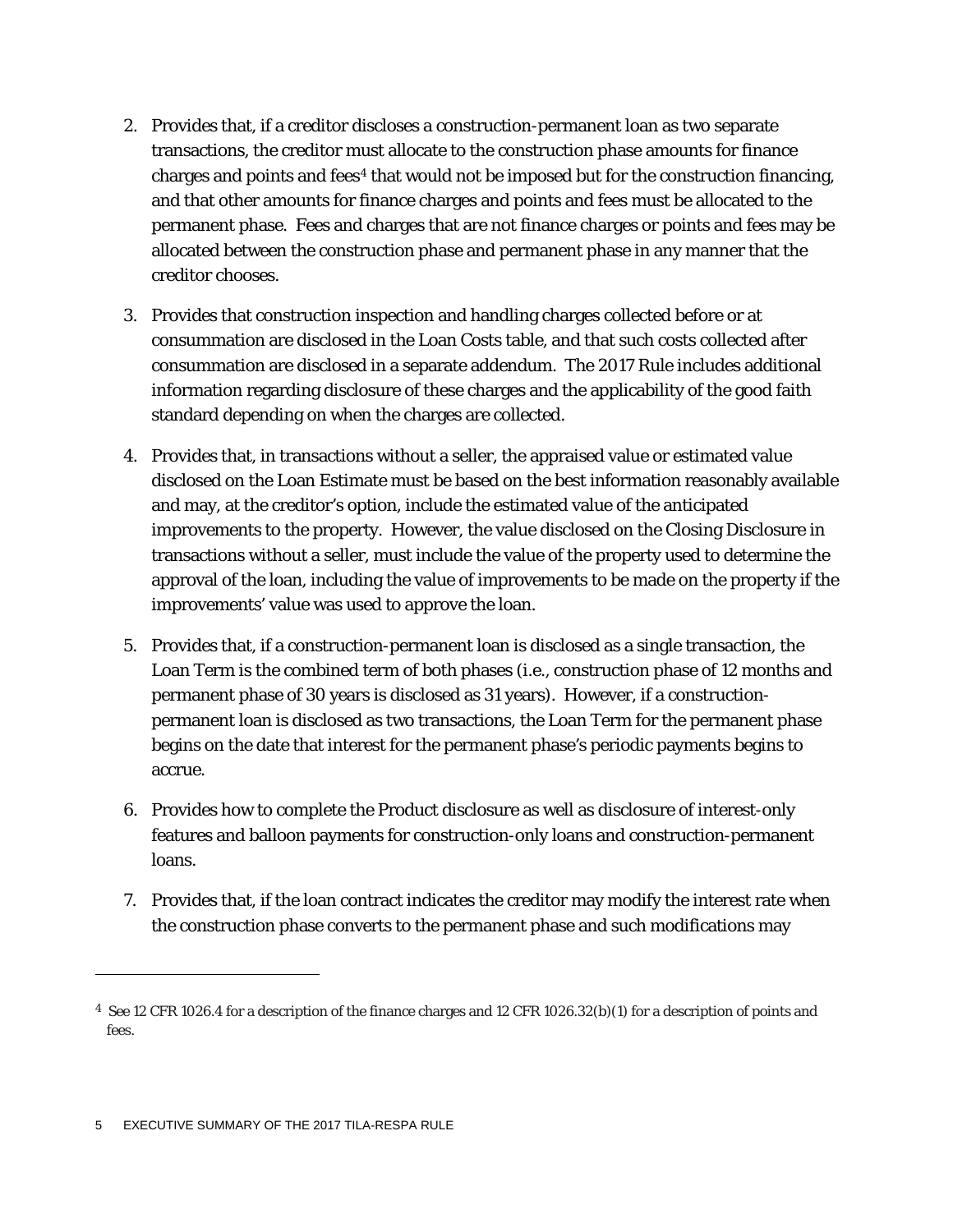2. Provides that, if a creditor discloses a construction-permanent loan as two separate transactions, the creditor must allocate to the construction phase amounts for finance charges and points and fees[4] that would not be imposed but for the construction financing, and that other amounts for finance charges and points and fees must be allocated to the permanent phase. Fees and charges that are not finance charges or points and fees may be allocated between the construction phase and permanent phase in any manner that the creditor chooses.

3. Provides that construction inspection and handling charges collected before or at consummation are disclosed in the Loan Costs table, and that such costs collected after consummation are disclosed in a separate addendum. The 2017 Rule includes additional information regarding disclosure of these charges and the applicability of the good faith standard depending on when the charges are collected.

4. Provides that, in transactions without a seller, the appraised value or estimated value disclosed on the Loan Estimate must be based on the best information reasonably available and may, at the creditor's option, include the estimated value of the anticipated improvements to the property. However, the value disclosed on the Closing Disclosure in transactions without a seller, must include the value of the property used to determine the approval of the loan, including the value of improvements to be made on the property if the improvements' value was used to approve the loan.

5. Provides that, if a construction-permanent loan is disclosed as a single transaction, the Loan Term is the combined term of both phases (i.e., construction phase of 12 months and permanent phase of 30 years is disclosed as 31 years). However, if a construction-permanent loan is disclosed as two transactions, the Loan Term for the permanent phase begins on the date that interest for the permanent phase's periodic payments begins to accrue.

6. Provides how to complete the Product disclosure as well as disclosure of interest-only features and balloon payments for construction-only loans and construction-permanent loans.

7. Provides that, if the loan contract indicates the creditor may modify the interest rate when the construction phase converts to the permanent phase and such modifications may

[4] See 12 CFR 1026.4 for a description of the finance charges and 12 CFR 1026.32(b)(1) for a description of points and fees.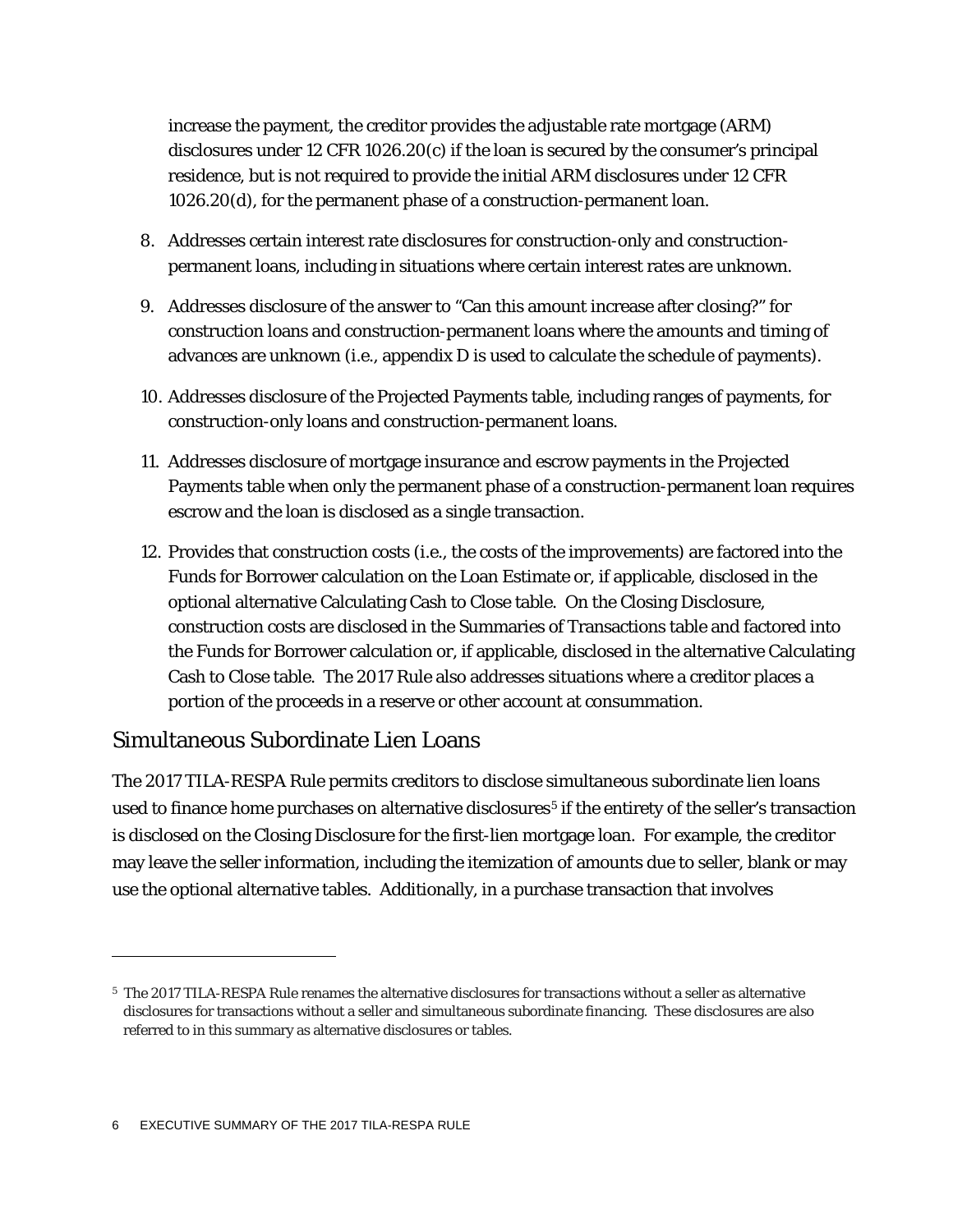increase the payment, the creditor provides the adjustable rate mortgage (ARM) disclosures under 12 CFR 1026.20(c) if the loan is secured by the consumer's principal residence, but is not required to provide the initial ARM disclosures under 12 CFR 1026.20(d), for the permanent phase of a construction-permanent loan.

8. Addresses certain interest rate disclosures for construction-only and construction-permanent loans, including in situations where certain interest rates are unknown.
9. Addresses disclosure of the answer to "Can this amount increase after closing?" for construction loans and construction-permanent loans where the amounts and timing of advances are unknown (i.e., appendix D is used to calculate the schedule of payments).
10. Addresses disclosure of the Projected Payments table, including ranges of payments, for construction-only loans and construction-permanent loans.
11. Addresses disclosure of mortgage insurance and escrow payments in the Projected Payments table when only the permanent phase of a construction-permanent loan requires escrow and the loan is disclosed as a single transaction.
12. Provides that construction costs (i.e., the costs of the improvements) are factored into the Funds for Borrower calculation on the Loan Estimate or, if applicable, disclosed in the optional alternative Calculating Cash to Close table. On the Closing Disclosure, construction costs are disclosed in the Summaries of Transactions table and factored into the Funds for Borrower calculation or, if applicable, disclosed in the alternative Calculating Cash to Close table. The 2017 Rule also addresses situations where a creditor places a portion of the proceeds in a reserve or other account at consummation.

## Simultaneous Subordinate Lien Loans

The 2017 TILA-RESPA Rule permits creditors to disclose simultaneous subordinate lien loans used to finance home purchases on alternative disclosures[5] if the entirety of the seller's transaction is disclosed on the Closing Disclosure for the first-lien mortgage loan. For example, the creditor may leave the seller information, including the itemization of amounts due to seller, blank or may use the optional alternative tables. Additionally, in a purchase transaction that involves

[5] The 2017 TILA-RESPA Rule renames the alternative disclosures for transactions without a seller as alternative disclosures for transactions without a seller and simultaneous subordinate financing. These disclosures are also referred to in this summary as alternative disclosures or tables.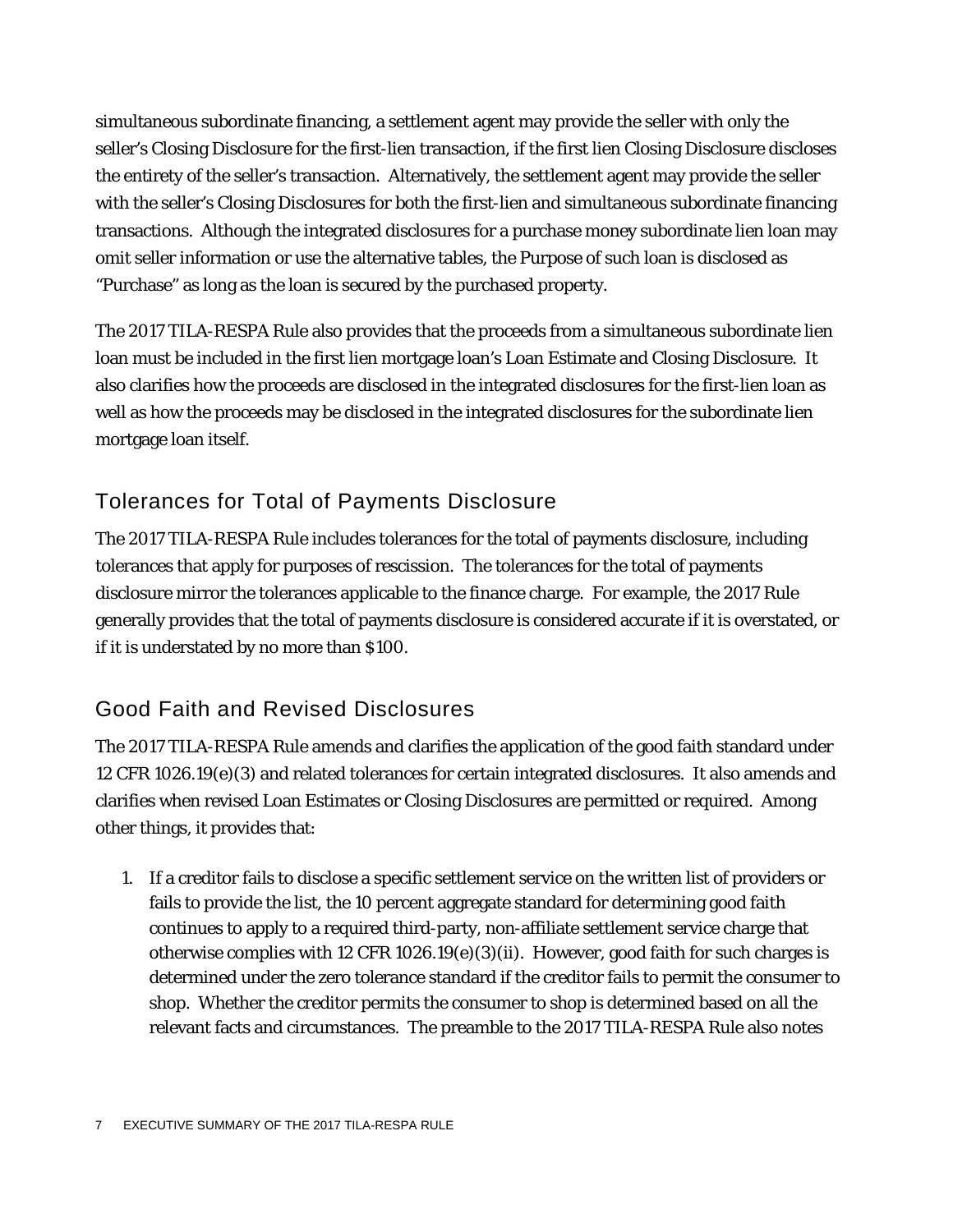simultaneous subordinate financing, a settlement agent may provide the seller with only the seller's Closing Disclosure for the first-lien transaction, if the first lien Closing Disclosure discloses the entirety of the seller's transaction. Alternatively, the settlement agent may provide the seller with the seller's Closing Disclosures for both the first-lien and simultaneous subordinate financing transactions. Although the integrated disclosures for a purchase money subordinate lien loan may omit seller information or use the alternative tables, the Purpose of such loan is disclosed as "Purchase" as long as the loan is secured by the purchased property.

The 2017 TILA-RESPA Rule also provides that the proceeds from a simultaneous subordinate lien loan must be included in the first lien mortgage loan's Loan Estimate and Closing Disclosure. It also clarifies how the proceeds are disclosed in the integrated disclosures for the first-lien loan as well as how the proceeds may be disclosed in the integrated disclosures for the subordinate lien mortgage loan itself.

## Tolerances for Total of Payments Disclosure

The 2017 TILA-RESPA Rule includes tolerances for the total of payments disclosure, including tolerances that apply for purposes of rescission. The tolerances for the total of payments disclosure mirror the tolerances applicable to the finance charge. For example, the 2017 Rule generally provides that the total of payments disclosure is considered accurate if it is overstated, or if it is understated by no more than $100.

## Good Faith and Revised Disclosures

The 2017 TILA-RESPA Rule amends and clarifies the application of the good faith standard under 12 CFR 1026.19(e)(3) and related tolerances for certain integrated disclosures. It also amends and clarifies when revised Loan Estimates or Closing Disclosures are permitted or required. Among other things, it provides that:

1. If a creditor fails to disclose a specific settlement service on the written list of providers or fails to provide the list, the 10 percent aggregate standard for determining good faith continues to apply to a required third-party, non-affiliate settlement service charge that otherwise complies with 12 CFR 1026.19(e)(3)(ii). However, good faith for such charges is determined under the zero tolerance standard if the creditor fails to permit the consumer to shop. Whether the creditor permits the consumer to shop is determined based on all the relevant facts and circumstances. The preamble to the 2017 TILA-RESPA Rule also notes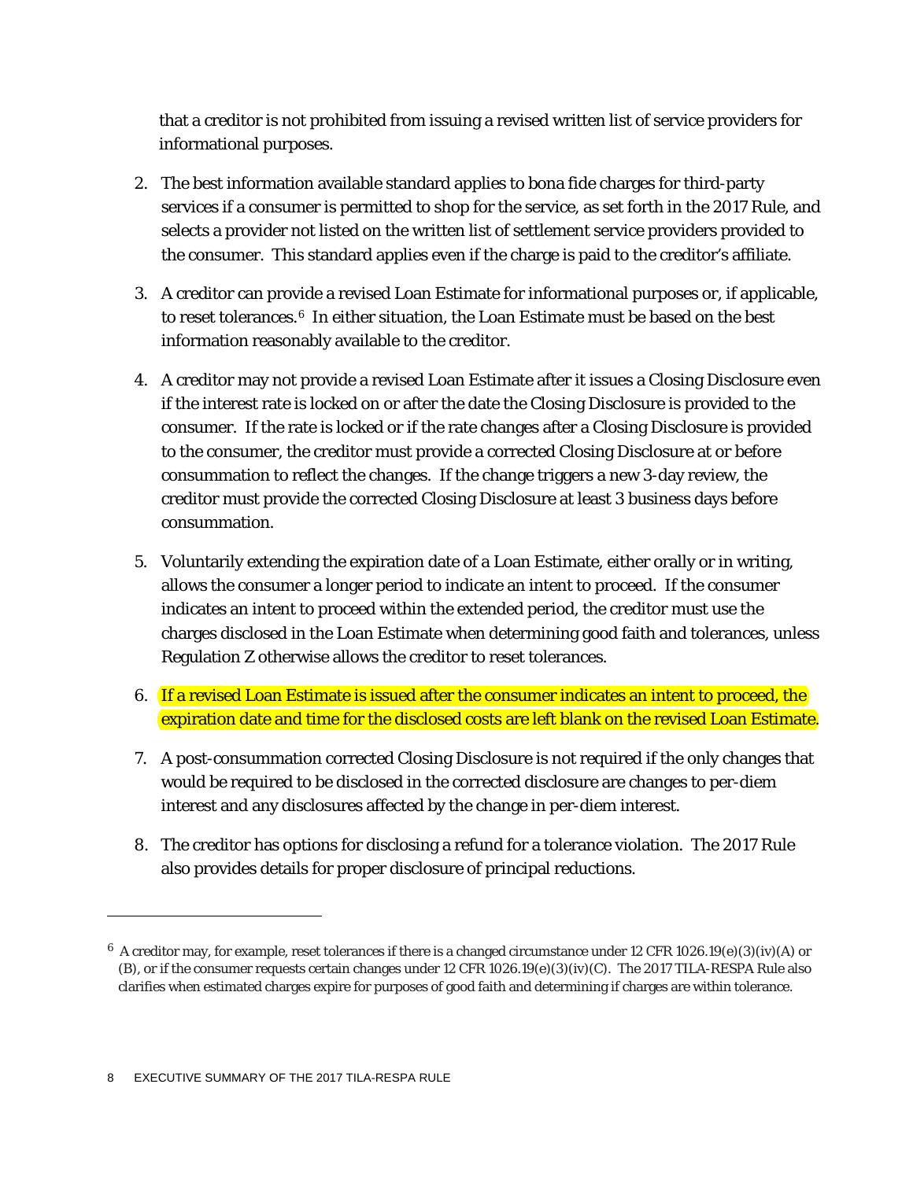that a creditor is not prohibited from issuing a revised written list of service providers for informational purposes.

2. The best information available standard applies to bona fide charges for third-party services if a consumer is permitted to shop for the service, as set forth in the 2017 Rule, and selects a provider not listed on the written list of settlement service providers provided to the consumer. This standard applies even if the charge is paid to the creditor's affiliate.

3. A creditor can provide a revised Loan Estimate for informational purposes or, if applicable, to reset tolerances.[6] In either situation, the Loan Estimate must be based on the best information reasonably available to the creditor.

4. A creditor may not provide a revised Loan Estimate after it issues a Closing Disclosure even if the interest rate is locked on or after the date the Closing Disclosure is provided to the consumer. If the rate is locked or if the rate changes after a Closing Disclosure is provided to the consumer, the creditor must provide a corrected Closing Disclosure at or before consummation to reflect the changes. If the change triggers a new 3-day review, the creditor must provide the corrected Closing Disclosure at least 3 business days before consummation.

5. Voluntarily extending the expiration date of a Loan Estimate, either orally or in writing, allows the consumer a longer period to indicate an intent to proceed. If the consumer indicates an intent to proceed within the extended period, the creditor must use the charges disclosed in the Loan Estimate when determining good faith and tolerances, unless Regulation Z otherwise allows the creditor to reset tolerances.

6. If a revised Loan Estimate is issued after the consumer indicates an intent to proceed, the expiration date and time for the disclosed costs are left blank on the revised Loan Estimate.

7. A post-consummation corrected Closing Disclosure is not required if the only changes that would be required to be disclosed in the corrected disclosure are changes to per-diem interest and any disclosures affected by the change in per-diem interest.

8. The creditor has options for disclosing a refund for a tolerance violation. The 2017 Rule also provides details for proper disclosure of principal reductions.

---

[6] A creditor may, for example, reset tolerances if there is a changed circumstance under 12 CFR 1026.19(e)(3)(iv)(A) or (B), or if the consumer requests certain changes under 12 CFR 1026.19(e)(3)(iv)(C). The 2017 TILA-RESPA Rule also clarifies when estimated charges expire for purposes of good faith and determining if charges are within tolerance.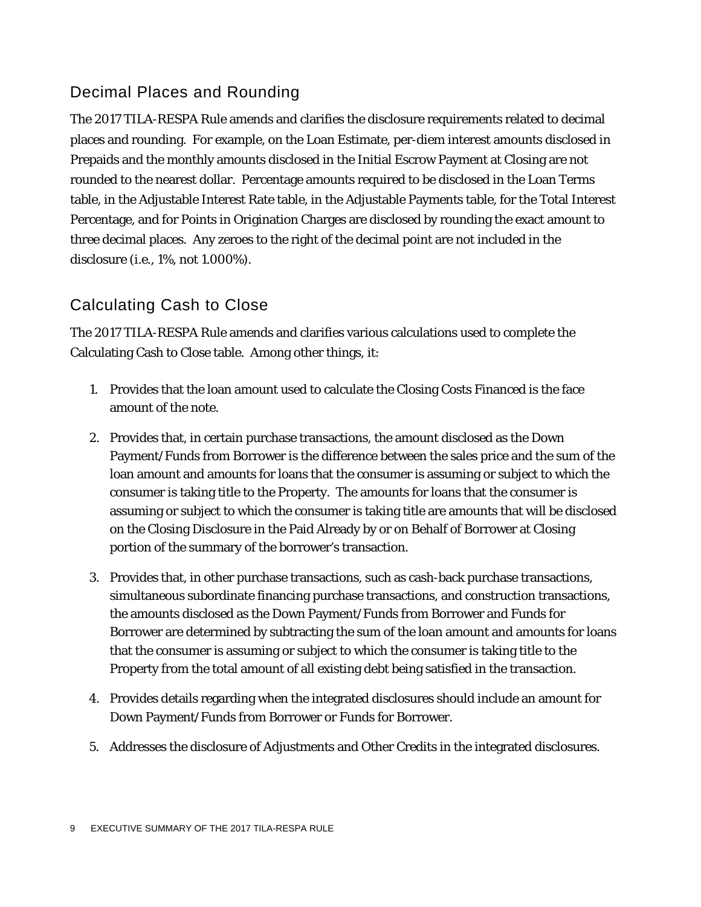## Decimal Places and Rounding

The 2017 TILA-RESPA Rule amends and clarifies the disclosure requirements related to decimal places and rounding. For example, on the Loan Estimate, per-diem interest amounts disclosed in Prepaids and the monthly amounts disclosed in the Initial Escrow Payment at Closing are not rounded to the nearest dollar. Percentage amounts required to be disclosed in the Loan Terms table, in the Adjustable Interest Rate table, in the Adjustable Payments table, for the Total Interest Percentage, and for Points in Origination Charges are disclosed by rounding the exact amount to three decimal places. Any zeroes to the right of the decimal point are not included in the disclosure (i.e., 1%, not 1.000%).

## Calculating Cash to Close

The 2017 TILA-RESPA Rule amends and clarifies various calculations used to complete the Calculating Cash to Close table. Among other things, it:

1. Provides that the loan amount used to calculate the Closing Costs Financed is the face amount of the note.
2. Provides that, in certain purchase transactions, the amount disclosed as the Down Payment/Funds from Borrower is the difference between the sales price and the sum of the loan amount and amounts for loans that the consumer is assuming or subject to which the consumer is taking title to the Property. The amounts for loans that the consumer is assuming or subject to which the consumer is taking title are amounts that will be disclosed on the Closing Disclosure in the Paid Already by or on Behalf of Borrower at Closing portion of the summary of the borrower's transaction.
3. Provides that, in other purchase transactions, such as cash-back purchase transactions, simultaneous subordinate financing purchase transactions, and construction transactions, the amounts disclosed as the Down Payment/Funds from Borrower and Funds for Borrower are determined by subtracting the sum of the loan amount and amounts for loans that the consumer is assuming or subject to which the consumer is taking title to the Property from the total amount of all existing debt being satisfied in the transaction.
4. Provides details regarding when the integrated disclosures should include an amount for Down Payment/Funds from Borrower or Funds for Borrower.
5. Addresses the disclosure of Adjustments and Other Credits in the integrated disclosures.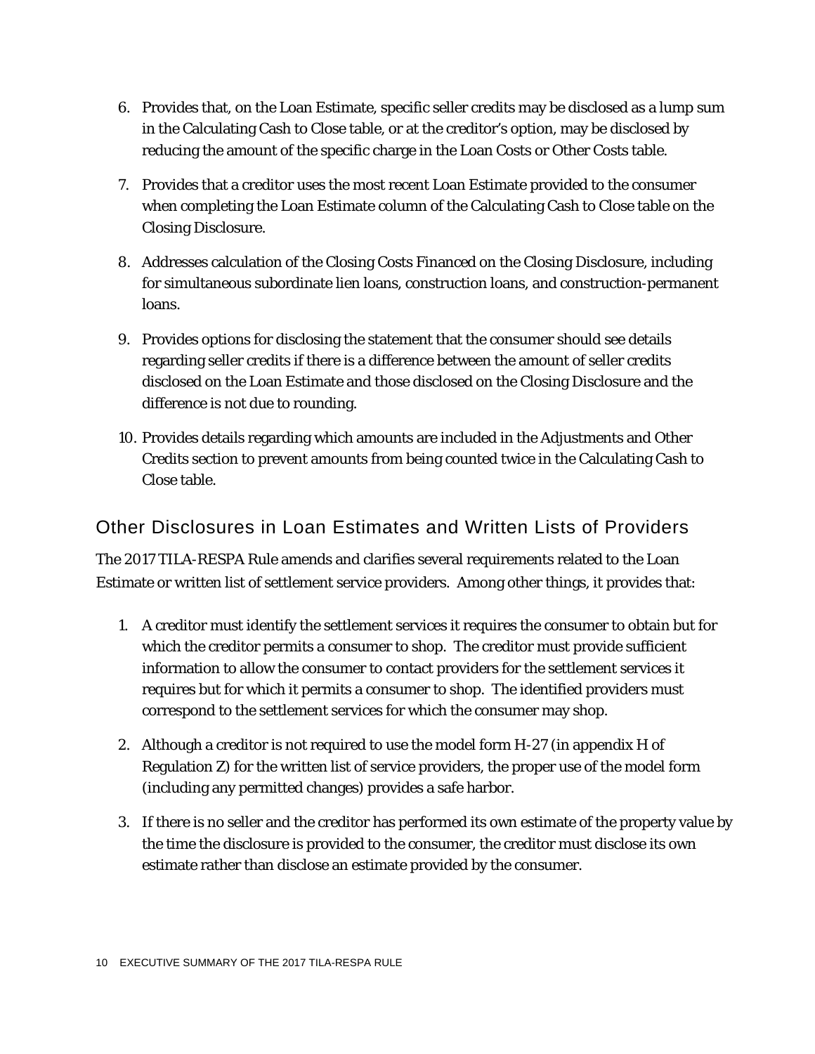6. Provides that, on the Loan Estimate, specific seller credits may be disclosed as a lump sum in the Calculating Cash to Close table, or at the creditor's option, may be disclosed by reducing the amount of the specific charge in the Loan Costs or Other Costs table.

7. Provides that a creditor uses the most recent Loan Estimate provided to the consumer when completing the Loan Estimate column of the Calculating Cash to Close table on the Closing Disclosure.

8. Addresses calculation of the Closing Costs Financed on the Closing Disclosure, including for simultaneous subordinate lien loans, construction loans, and construction-permanent loans.

9. Provides options for disclosing the statement that the consumer should see details regarding seller credits if there is a difference between the amount of seller credits disclosed on the Loan Estimate and those disclosed on the Closing Disclosure and the difference is not due to rounding.

10. Provides details regarding which amounts are included in the Adjustments and Other Credits section to prevent amounts from being counted twice in the Calculating Cash to Close table.

## Other Disclosures in Loan Estimates and Written Lists of Providers

The 2017 TILA-RESPA Rule amends and clarifies several requirements related to the Loan Estimate or written list of settlement service providers. Among other things, it provides that:

1. A creditor must identify the settlement services it requires the consumer to obtain but for which the creditor permits a consumer to shop. The creditor must provide sufficient information to allow the consumer to contact providers for the settlement services it requires but for which it permits a consumer to shop. The identified providers must correspond to the settlement services for which the consumer may shop.

2. Although a creditor is not required to use the model form H-27 (in appendix H of Regulation Z) for the written list of service providers, the proper use of the model form (including any permitted changes) provides a safe harbor.

3. If there is no seller and the creditor has performed its own estimate of the property value by the time the disclosure is provided to the consumer, the creditor must disclose its own estimate rather than disclose an estimate provided by the consumer.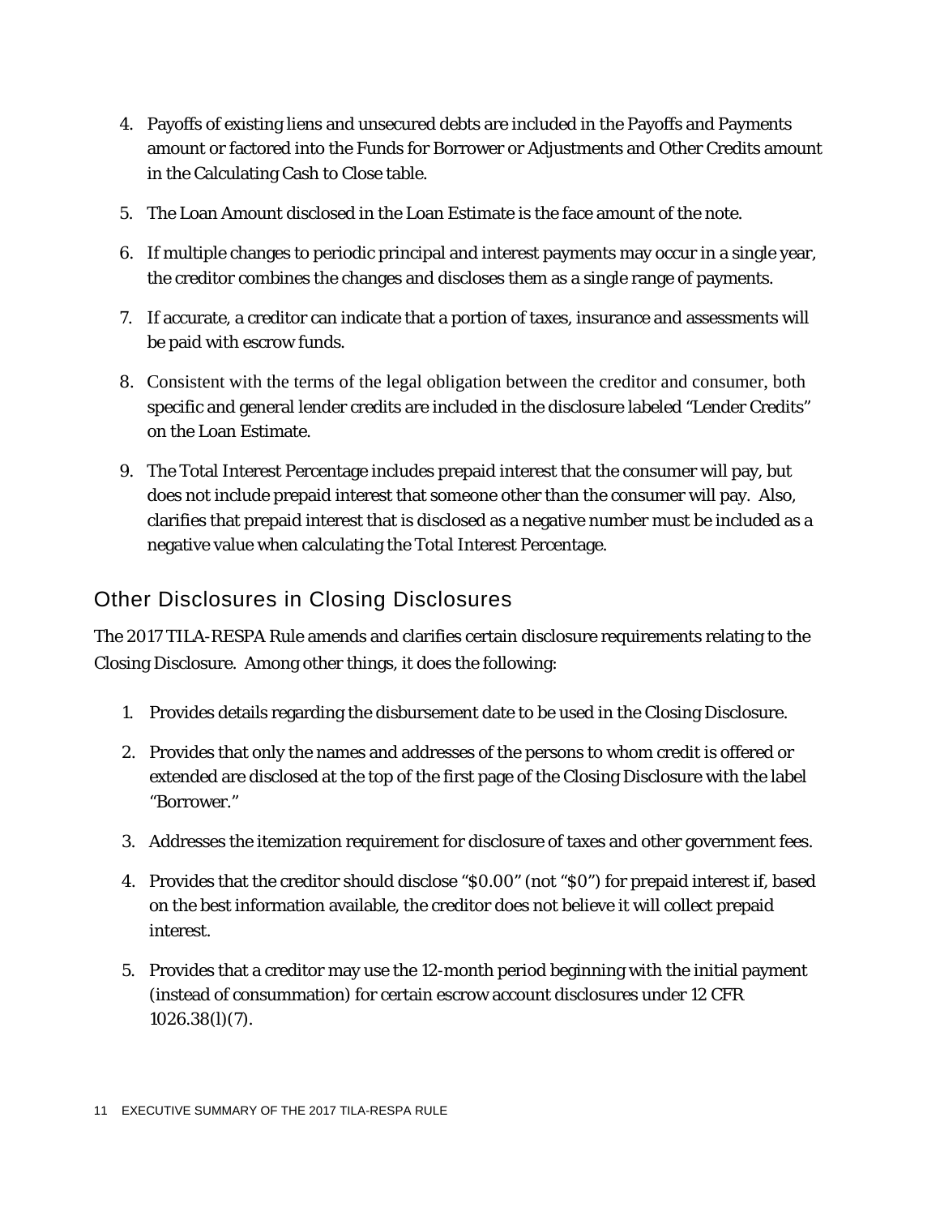4. Payoffs of existing liens and unsecured debts are included in the Payoffs and Payments amount or factored into the Funds for Borrower or Adjustments and Other Credits amount in the Calculating Cash to Close table.

5. The Loan Amount disclosed in the Loan Estimate is the face amount of the note.

6. If multiple changes to periodic principal and interest payments may occur in a single year, the creditor combines the changes and discloses them as a single range of payments.

7. If accurate, a creditor can indicate that a portion of taxes, insurance and assessments will be paid with escrow funds.

8. Consistent with the terms of the legal obligation between the creditor and consumer, both specific and general lender credits are included in the disclosure labeled "Lender Credits" on the Loan Estimate.

9. The Total Interest Percentage includes prepaid interest that the consumer will pay, but does not include prepaid interest that someone other than the consumer will pay. Also, clarifies that prepaid interest that is disclosed as a negative number must be included as a negative value when calculating the Total Interest Percentage.

## Other Disclosures in Closing Disclosures

The 2017 TILA-RESPA Rule amends and clarifies certain disclosure requirements relating to the Closing Disclosure. Among other things, it does the following:

1. Provides details regarding the disbursement date to be used in the Closing Disclosure.

2. Provides that only the names and addresses of the persons to whom credit is offered or extended are disclosed at the top of the first page of the Closing Disclosure with the label "Borrower."

3. Addresses the itemization requirement for disclosure of taxes and other government fees.

4. Provides that the creditor should disclose "$0.00" (not "$0") for prepaid interest if, based on the best information available, the creditor does not believe it will collect prepaid interest.

5. Provides that a creditor may use the 12-month period beginning with the initial payment (instead of consummation) for certain escrow account disclosures under 12 CFR 1026.38(l)(7).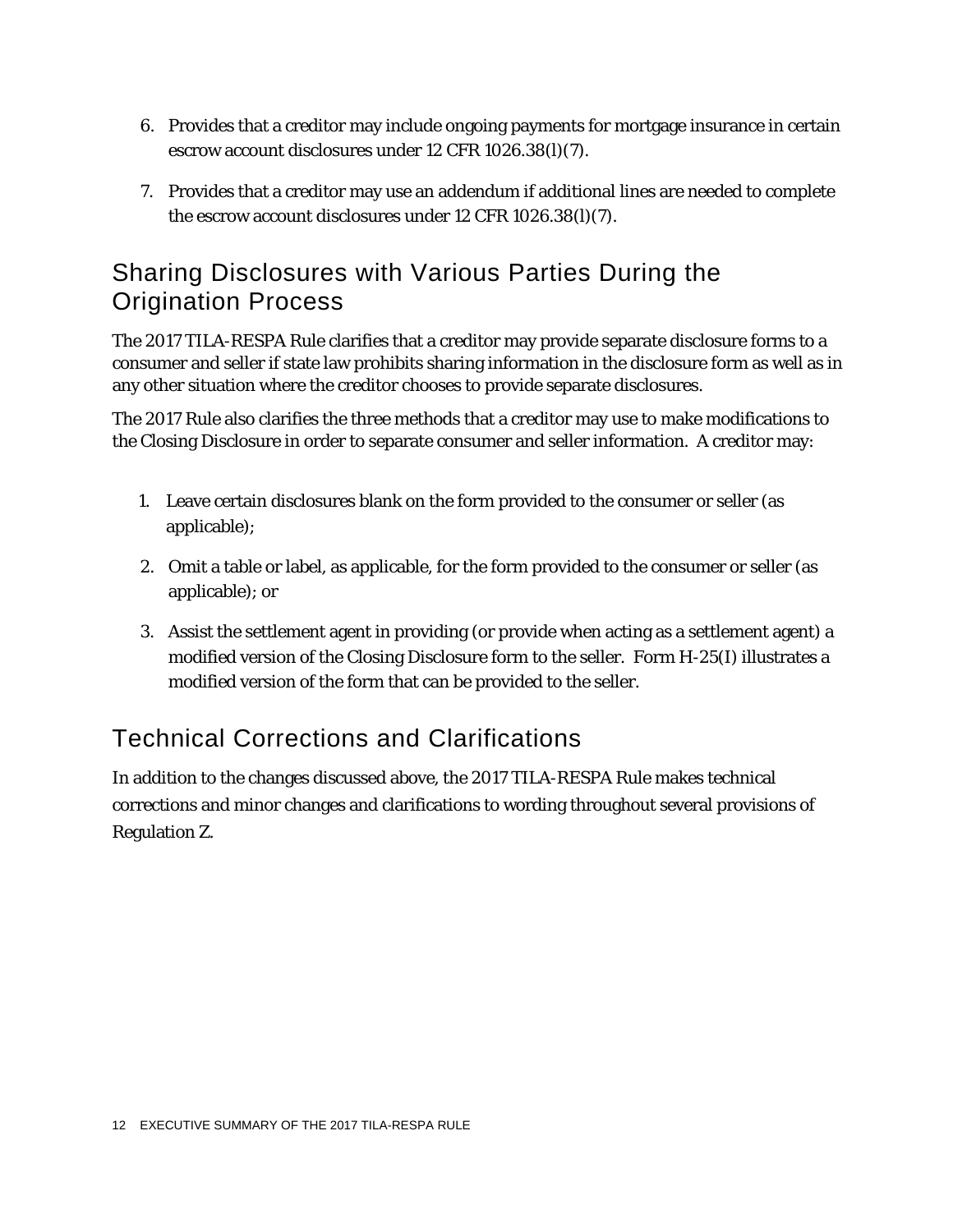6. Provides that a creditor may include ongoing payments for mortgage insurance in certain escrow account disclosures under 12 CFR 1026.38(l)(7).

7. Provides that a creditor may use an addendum if additional lines are needed to complete the escrow account disclosures under 12 CFR 1026.38(l)(7).

## Sharing Disclosures with Various Parties During the Origination Process

The 2017 TILA-RESPA Rule clarifies that a creditor may provide separate disclosure forms to a consumer and seller if state law prohibits sharing information in the disclosure form as well as in any other situation where the creditor chooses to provide separate disclosures.

The 2017 Rule also clarifies the three methods that a creditor may use to make modifications to the Closing Disclosure in order to separate consumer and seller information. A creditor may:

1. Leave certain disclosures blank on the form provided to the consumer or seller (as applicable);

2. Omit a table or label, as applicable, for the form provided to the consumer or seller (as applicable); or

3. Assist the settlement agent in providing (or provide when acting as a settlement agent) a modified version of the Closing Disclosure form to the seller. Form H-25(I) illustrates a modified version of the form that can be provided to the seller.

## Technical Corrections and Clarifications

In addition to the changes discussed above, the 2017 TILA-RESPA Rule makes technical corrections and minor changes and clarifications to wording throughout several provisions of Regulation Z.